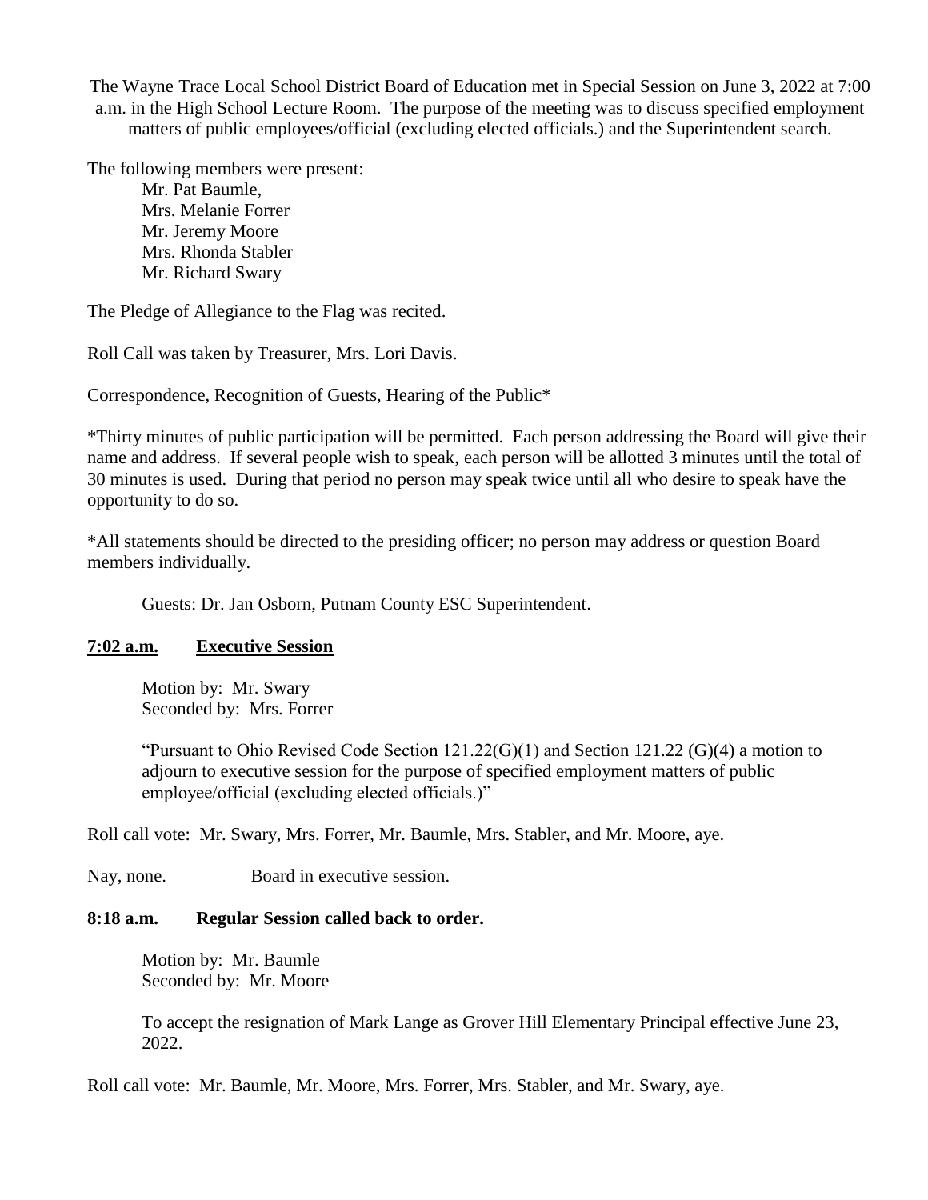The Wayne Trace Local School District Board of Education met in Special Session on June 3, 2022 at 7:00 a.m. in the High School Lecture Room. The purpose of the meeting was to discuss specified employment matters of public employees/official (excluding elected officials.) and the Superintendent search.

The following members were present:

Mr. Pat Baumle,
Mrs. Melanie Forrer
Mr. Jeremy Moore
Mrs. Rhonda Stabler
Mr. Richard Swary

The Pledge of Allegiance to the Flag was recited.

Roll Call was taken by Treasurer, Mrs. Lori Davis.

Correspondence, Recognition of Guests, Hearing of the Public*

*Thirty minutes of public participation will be permitted. Each person addressing the Board will give their name and address. If several people wish to speak, each person will be allotted 3 minutes until the total of 30 minutes is used. During that period no person may speak twice until all who desire to speak have the opportunity to do so.

*All statements should be directed to the presiding officer; no person may address or question Board members individually.

Guests: Dr. Jan Osborn, Putnam County ESC Superintendent.

**<u>7:02 a.m.</u>** **<u>Executive Session</u>**

Motion by: Mr. Swary
Seconded by: Mrs. Forrer

"Pursuant to Ohio Revised Code Section 121.22(G)(1) and Section 121.22 (G)(4) a motion to adjourn to executive session for the purpose of specified employment matters of public employee/official (excluding elected officials.)"

Roll call vote: Mr. Swary, Mrs. Forrer, Mr. Baumle, Mrs. Stabler, and Mr. Moore, aye.

Nay, none. Board in executive session.

**8:18 a.m. Regular Session called back to order.**

Motion by: Mr. Baumle
Seconded by: Mr. Moore

To accept the resignation of Mark Lange as Grover Hill Elementary Principal effective June 23, 2022.

Roll call vote: Mr. Baumle, Mr. Moore, Mrs. Forrer, Mrs. Stabler, and Mr. Swary, aye.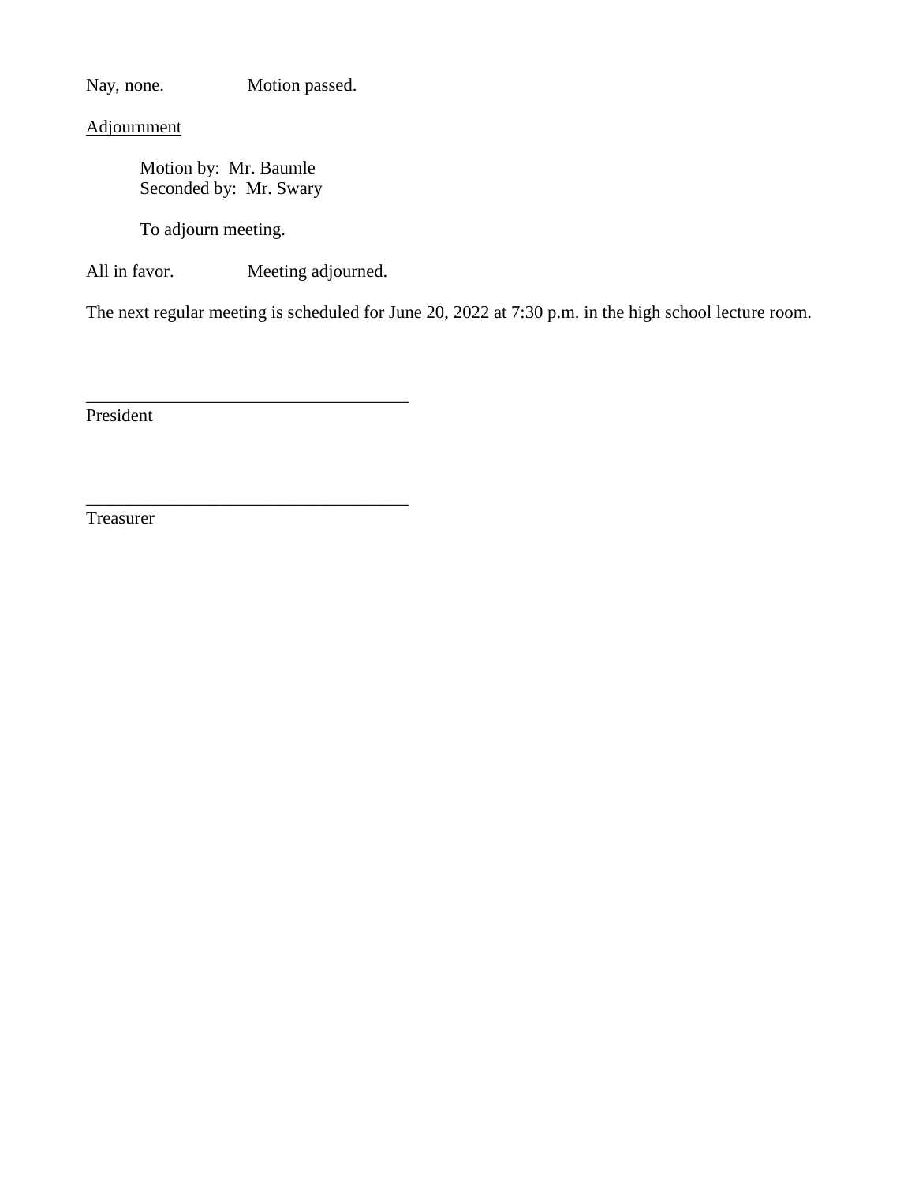Nay, none. Motion passed.

Adjournment

Motion by: Mr. Baumle
Seconded by: Mr. Swary

To adjourn meeting.

All in favor. Meeting adjourned.

The next regular meeting is scheduled for June 20, 2022 at 7:30 p.m. in the high school lecture room.

___________________________________
President

___________________________________
Treasurer